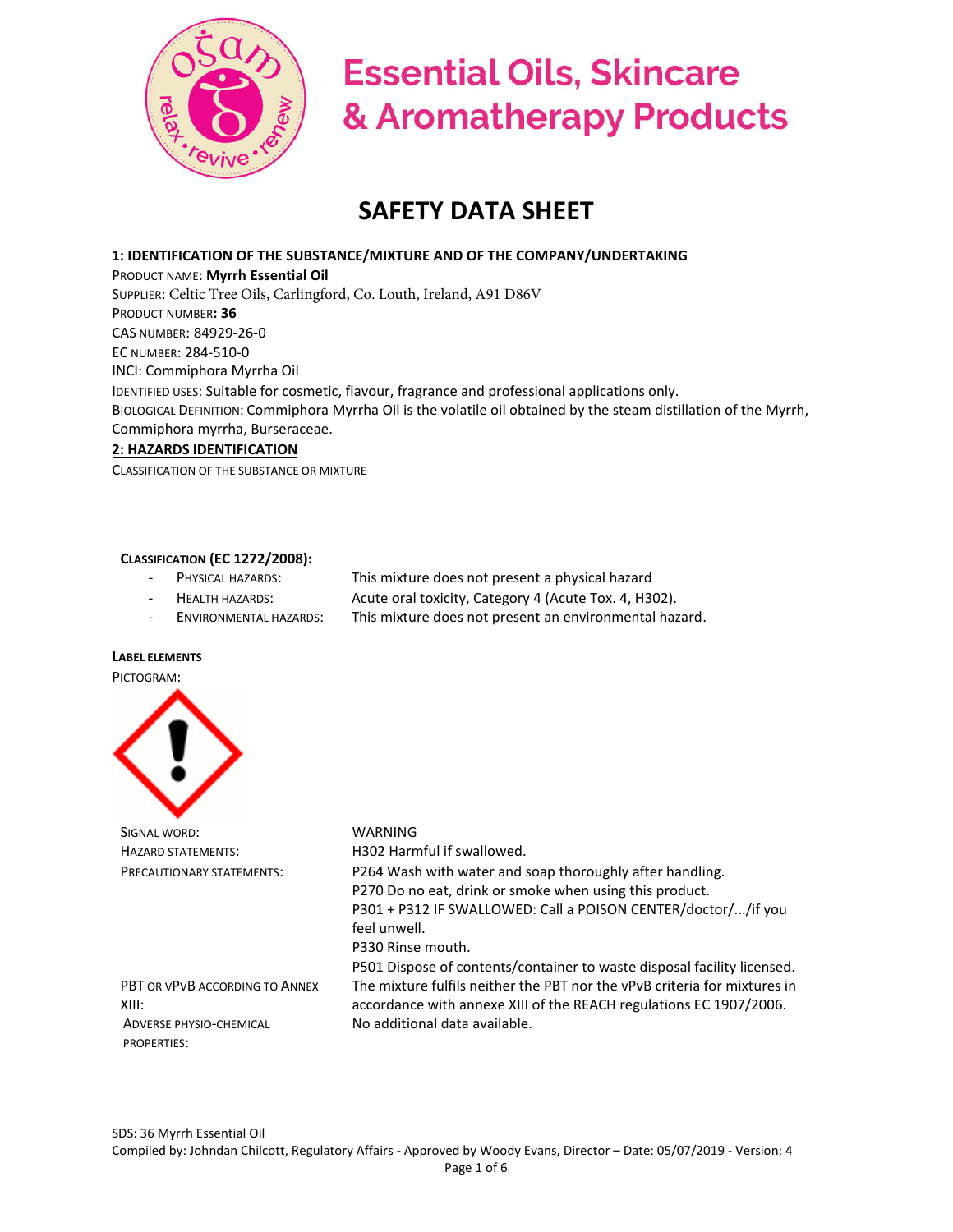# Essential Oils, Skincare & Aromatherapy Products

# SAFETY DATA SHEET

## 1: IDENTIFICATION OF THE SUBSTANCE/MIXTURE AND OF THE COMPANY/UNDERTAKING

PRODUCT NAME: **Myrrh Essential Oil**
SUPPLIER: Celtic Tree Oils, Carlingford, Co. Louth, Ireland, A91 D86V
PRODUCT NUMBER**: 36**
CAS NUMBER: 84929-26-0
EC NUMBER: 284-510-0
INCI: Commiphora Myrrha Oil
IDENTIFIED USES: Suitable for cosmetic, flavour, fragrance and professional applications only.
BIOLOGICAL DEFINITION: Commiphora Myrrha Oil is the volatile oil obtained by the steam distillation of the Myrrh, Commiphora myrrha, Burseraceae.

## 2: HAZARDS IDENTIFICATION

CLASSIFICATION OF THE SUBSTANCE OR MIXTURE

**CLASSIFICATION (EC 1272/2008):**

- PHYSICAL HAZARDS: This mixture does not present a physical hazard
- HEALTH HAZARDS: Acute oral toxicity, Category 4 (Acute Tox. 4, H302).
- ENVIRONMENTAL HAZARDS: This mixture does not present an environmental hazard.

**LABEL ELEMENTS**

PICTOGRAM:

SIGNAL WORD: WARNING

HAZARD STATEMENTS: H302 Harmful if swallowed.

PRECAUTIONARY STATEMENTS:
P264 Wash with water and soap thoroughly after handling.
P270 Do no eat, drink or smoke when using this product.
P301 + P312 IF SWALLOWED: Call a POISON CENTER/doctor/.../if you feel unwell.
P330 Rinse mouth.
P501 Dispose of contents/container to waste disposal facility licensed.

PBT OR VPVB ACCORDING TO ANNEX XIII: The mixture fulfils neither the PBT nor the vPvB criteria for mixtures in accordance with annexe XIII of the REACH regulations EC 1907/2006.

ADVERSE PHYSIO-CHEMICAL PROPERTIES: No additional data available.

SDS: 36 Myrrh Essential Oil
Compiled by: Johndan Chilcott, Regulatory Affairs - Approved by Woody Evans, Director – Date: 05/07/2019 - Version: 4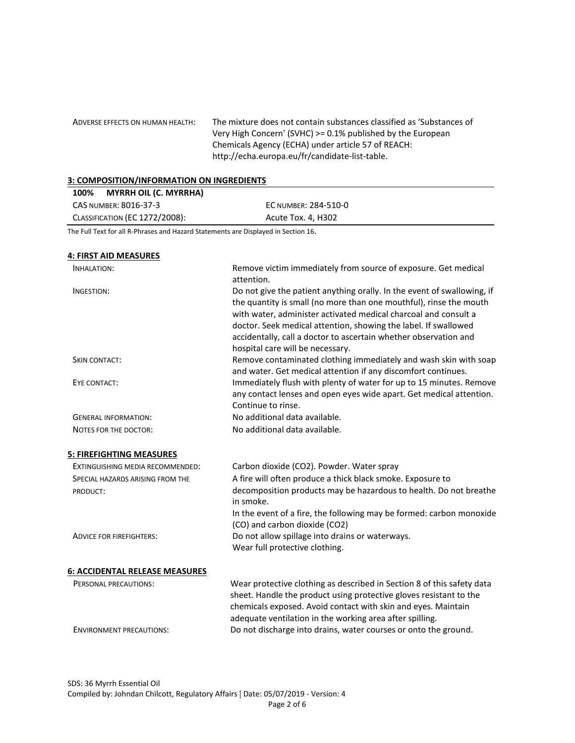| | |
|---|---|
| ADVERSE EFFECTS ON HUMAN HEALTH: | The mixture does not contain substances classified as 'Substances of Very High Concern' (SVHC) >= 0.1% published by the European Chemicals Agency (ECHA) under article 57 of REACH: http://echa.europa.eu/fr/candidate-list-table. |

## 3: COMPOSITION/INFORMATION ON INGREDIENTS

| 100% MYRRH OIL (C. MYRRHA) | |
|---|---|
| CAS NUMBER: 8016-37-3 | EC NUMBER: 284-510-0 |
| CLASSIFICATION (EC 1272/2008): | Acute Tox. 4, H302 |

The Full Text for all R-Phrases and Hazard Statements are Displayed in Section 16.

## 4: FIRST AID MEASURES

| | |
|---|---|
| INHALATION: | Remove victim immediately from source of exposure. Get medical attention. |
| INGESTION: | Do not give the patient anything orally. In the event of swallowing, if the quantity is small (no more than one mouthful), rinse the mouth with water, administer activated medical charcoal and consult a doctor. Seek medical attention, showing the label. If swallowed accidentally, call a doctor to ascertain whether observation and hospital care will be necessary. |
| SKIN CONTACT: | Remove contaminated clothing immediately and wash skin with soap and water. Get medical attention if any discomfort continues. |
| EYE CONTACT: | Immediately flush with plenty of water for up to 15 minutes. Remove any contact lenses and open eyes wide apart. Get medical attention. Continue to rinse. |
| GENERAL INFORMATION: | No additional data available. |
| NOTES FOR THE DOCTOR: | No additional data available. |

## 5: FIREFIGHTING MEASURES

| | |
|---|---|
| EXTINGUISHING MEDIA RECOMMENDED: | Carbon dioxide ($CO_2$). Powder. Water spray |
| SPECIAL HAZARDS ARISING FROM THE PRODUCT: | A fire will often produce a thick black smoke. Exposure to decomposition products may be hazardous to health. Do not breathe in smoke. In the event of a fire, the following may be formed: carbon monoxide (CO) and carbon dioxide ($CO_2$) |
| ADVICE FOR FIREFIGHTERS: | Do not allow spillage into drains or waterways. Wear full protective clothing. |

## 6: ACCIDENTAL RELEASE MEASURES

| | |
|---|---|
| PERSONAL PRECAUTIONS: | Wear protective clothing as described in Section 8 of this safety data sheet. Handle the product using protective gloves resistant to the chemicals exposed. Avoid contact with skin and eyes. Maintain adequate ventilation in the working area after spilling. |
| ENVIRONMENT PRECAUTIONS: | Do not discharge into drains, water courses or onto the ground. |

SDS: 36 Myrrh Essential Oil
Compiled by: Johndan Chilcott, Regulatory Affairs | Date: 05/07/2019 - Version: 4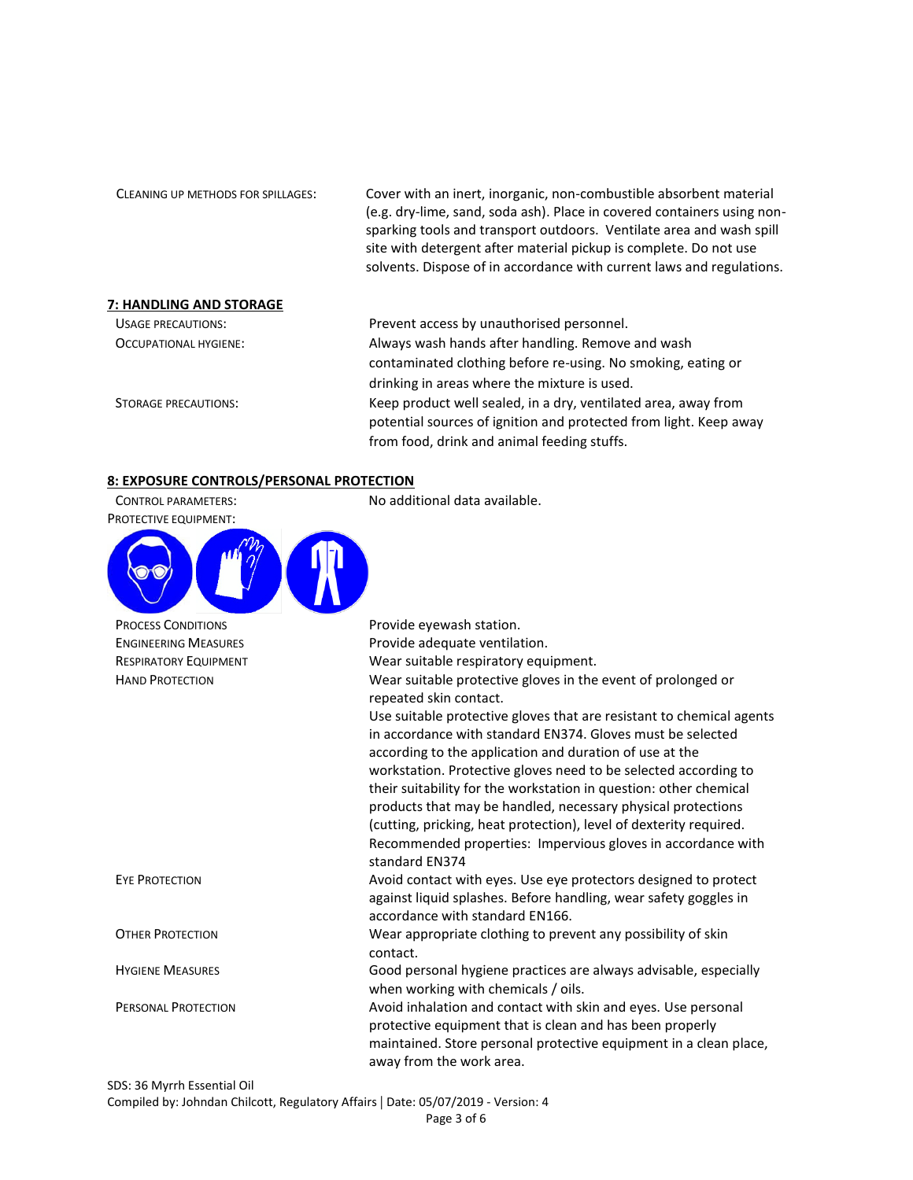| | |
|---|---|
| CLEANING UP METHODS FOR SPILLAGES: | Cover with an inert, inorganic, non-combustible absorbent material (e.g. dry-lime, sand, soda ash). Place in covered containers using non-sparking tools and transport outdoors. Ventilate area and wash spill site with detergent after material pickup is complete. Do not use solvents. Dispose of in accordance with current laws and regulations. |

## 7: HANDLING AND STORAGE

| | |
|---|---|
| USAGE PRECAUTIONS: | Prevent access by unauthorised personnel. |
| OCCUPATIONAL HYGIENE: | Always wash hands after handling. Remove and wash contaminated clothing before re-using. No smoking, eating or drinking in areas where the mixture is used. |
| STORAGE PRECAUTIONS: | Keep product well sealed, in a dry, ventilated area, away from potential sources of ignition and protected from light. Keep away from food, drink and animal feeding stuffs. |

## 8: EXPOSURE CONTROLS/PERSONAL PROTECTION

| | |
|---|---|
| CONTROL PARAMETERS: | No additional data available. |
| PROTECTIVE EQUIPMENT: | |
| PROCESS CONDITIONS | Provide eyewash station. |
| ENGINEERING MEASURES | Provide adequate ventilation. |
| RESPIRATORY EQUIPMENT | Wear suitable respiratory equipment. |
| HAND PROTECTION | Wear suitable protective gloves in the event of prolonged or repeated skin contact. Use suitable protective gloves that are resistant to chemical agents in accordance with standard EN374. Gloves must be selected according to the application and duration of use at the workstation. Protective gloves need to be selected according to their suitability for the workstation in question: other chemical products that may be handled, necessary physical protections (cutting, pricking, heat protection), level of dexterity required. Recommended properties: Impervious gloves in accordance with standard EN374 |
| EYE PROTECTION | Avoid contact with eyes. Use eye protectors designed to protect against liquid splashes. Before handling, wear safety goggles in accordance with standard EN166. |
| OTHER PROTECTION | Wear appropriate clothing to prevent any possibility of skin contact. |
| HYGIENE MEASURES | Good personal hygiene practices are always advisable, especially when working with chemicals / oils. |
| PERSONAL PROTECTION | Avoid inhalation and contact with skin and eyes. Use personal protective equipment that is clean and has been properly maintained. Store personal protective equipment in a clean place, away from the work area. |

SDS: 36 Myrrh Essential Oil
Compiled by: Johndan Chilcott, Regulatory Affairs | Date: 05/07/2019 - Version: 4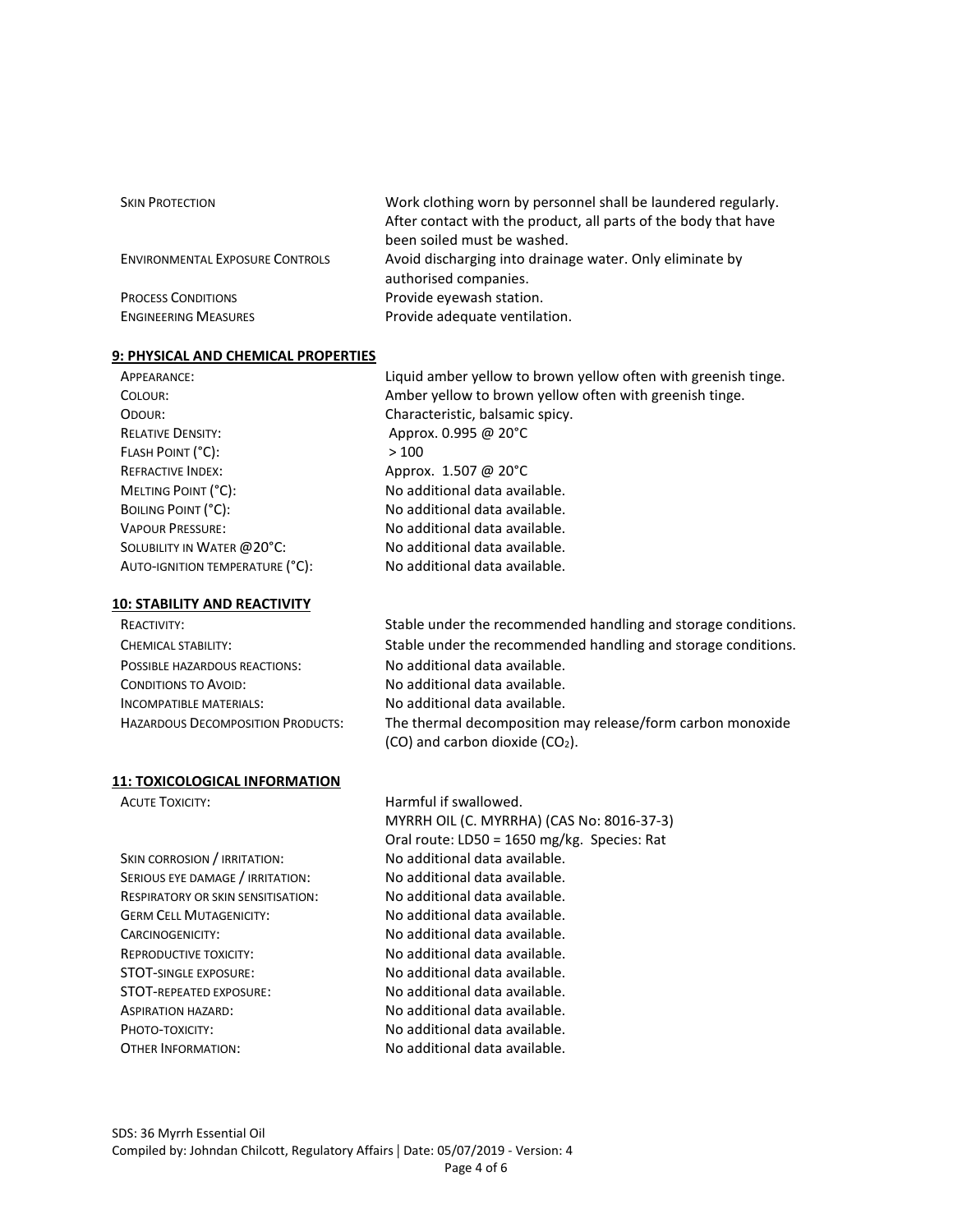| | |
|---|---|
| Skin Protection | Work clothing worn by personnel shall be laundered regularly. After contact with the product, all parts of the body that have been soiled must be washed. |
| Environmental Exposure Controls | Avoid discharging into drainage water. Only eliminate by authorised companies. |
| Process Conditions | Provide eyewash station. |
| Engineering Measures | Provide adequate ventilation. |

## 9: PHYSICAL AND CHEMICAL PROPERTIES

| | |
|---|---|
| Appearance: | Liquid amber yellow to brown yellow often with greenish tinge. |
| Colour: | Amber yellow to brown yellow often with greenish tinge. |
| Odour: | Characteristic, balsamic spicy. |
| Relative Density: | Approx. 0.995 @ 20°C |
| Flash Point (°C): | > 100 |
| Refractive Index: | Approx. 1.507 @ 20°C |
| Melting Point (°C): | No additional data available. |
| Boiling Point (°C): | No additional data available. |
| Vapour Pressure: | No additional data available. |
| Solubility in Water @20°C: | No additional data available. |
| Auto-ignition temperature (°C): | No additional data available. |

## 10: STABILITY AND REACTIVITY

| | |
|---|---|
| Reactivity: | Stable under the recommended handling and storage conditions. |
| Chemical stability: | Stable under the recommended handling and storage conditions. |
| Possible hazardous reactions: | No additional data available. |
| Conditions to Avoid: | No additional data available. |
| Incompatible materials: | No additional data available. |
| Hazardous Decomposition Products: | The thermal decomposition may release/form carbon monoxide (CO) and carbon dioxide ($CO_2$). |

## 11: TOXICOLOGICAL INFORMATION

| | |
|---|---|
| Acute Toxicity: | Harmful if swallowed. MYRRH OIL (C. MYRRHA) (CAS No: 8016-37-3) Oral route: LD50 = 1650 mg/kg. Species: Rat |
| Skin corrosion / irritation: | No additional data available. |
| Serious eye damage / irritation: | No additional data available. |
| Respiratory or skin sensitisation: | No additional data available. |
| Germ Cell Mutagenicity: | No additional data available. |
| Carcinogenicity: | No additional data available. |
| Reproductive toxicity: | No additional data available. |
| STOT-single exposure: | No additional data available. |
| STOT-repeated exposure: | No additional data available. |
| Aspiration hazard: | No additional data available. |
| Photo-toxicity: | No additional data available. |
| Other Information: | No additional data available. |

SDS: 36 Myrrh Essential Oil
Compiled by: Johndan Chilcott, Regulatory Affairs | Date: 05/07/2019 - Version: 4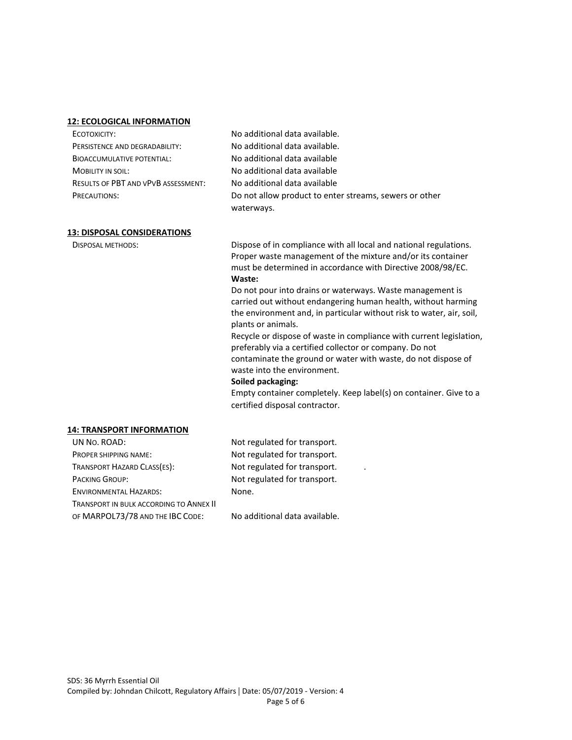## 12: ECOLOGICAL INFORMATION

| | |
|---|---|
| ECOTOXICITY: | No additional data available. |
| PERSISTENCE AND DEGRADABILITY: | No additional data available. |
| BIOACCUMULATIVE POTENTIAL: | No additional data available |
| MOBILITY IN SOIL: | No additional data available |
| RESULTS OF PBT AND VPVB ASSESSMENT: | No additional data available |
| PRECAUTIONS: | Do not allow product to enter streams, sewers or other waterways. |

## 13: DISPOSAL CONSIDERATIONS

DISPOSAL METHODS:

Dispose of in compliance with all local and national regulations. Proper waste management of the mixture and/or its container must be determined in accordance with Directive 2008/98/EC.

**Waste:**

Do not pour into drains or waterways. Waste management is carried out without endangering human health, without harming the environment and, in particular without risk to water, air, soil, plants or animals.

Recycle or dispose of waste in compliance with current legislation, preferably via a certified collector or company. Do not contaminate the ground or water with waste, do not dispose of waste into the environment.

**Soiled packaging:**

Empty container completely. Keep label(s) on container. Give to a certified disposal contractor.

## 14: TRANSPORT INFORMATION

| | |
|---|---|
| UN NO. ROAD: | Not regulated for transport. |
| PROPER SHIPPING NAME: | Not regulated for transport. |
| TRANSPORT HAZARD CLASS(ES): | Not regulated for transport. |
| PACKING GROUP: | Not regulated for transport. |
| ENVIRONMENTAL HAZARDS: | None. |
| TRANSPORT IN BULK ACCORDING TO ANNEX II OF MARPOL73/78 AND THE IBC CODE: | No additional data available. |

SDS: 36 Myrrh Essential Oil
Compiled by: Johndan Chilcott, Regulatory Affairs | Date: 05/07/2019 - Version: 4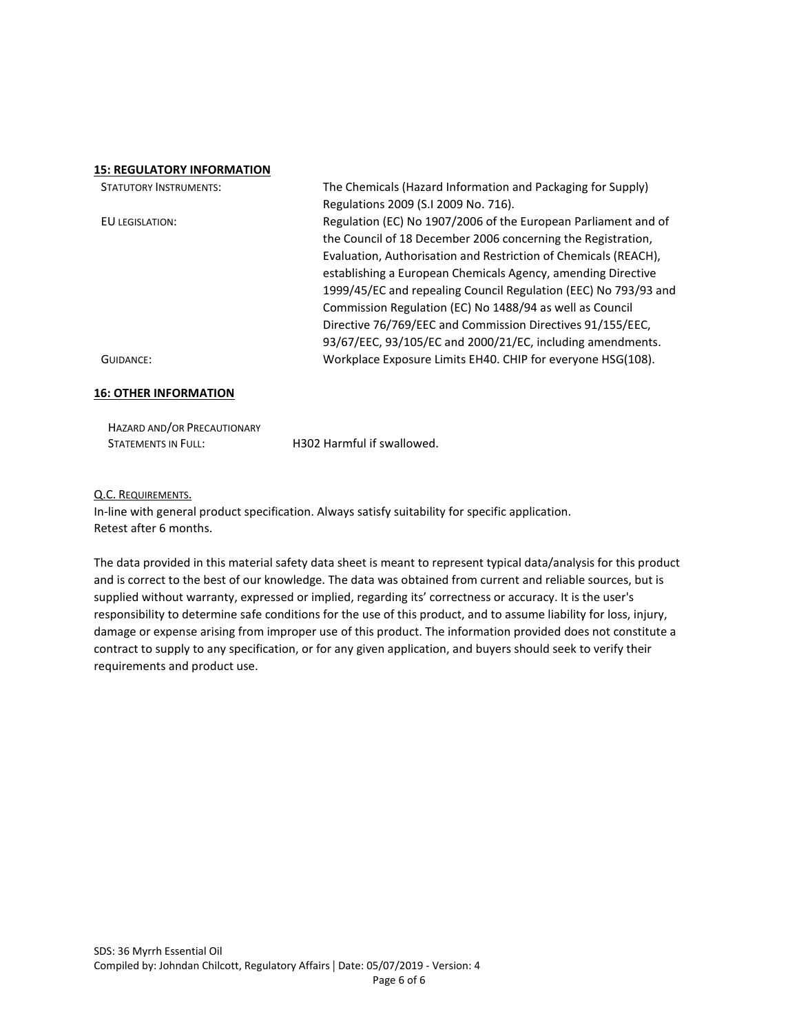## 15: REGULATORY INFORMATION

| | |
|---|---|
| STATUTORY INSTRUMENTS: | The Chemicals (Hazard Information and Packaging for Supply) Regulations 2009 (S.I 2009 No. 716). |
| EU LEGISLATION: | Regulation (EC) No 1907/2006 of the European Parliament and of the Council of 18 December 2006 concerning the Registration, Evaluation, Authorisation and Restriction of Chemicals (REACH), establishing a European Chemicals Agency, amending Directive 1999/45/EC and repealing Council Regulation (EEC) No 793/93 and Commission Regulation (EC) No 1488/94 as well as Council Directive 76/769/EEC and Commission Directives 91/155/EEC, 93/67/EEC, 93/105/EC and 2000/21/EC, including amendments. |
| GUIDANCE: | Workplace Exposure Limits EH40. CHIP for everyone HSG(108). |

## 16: OTHER INFORMATION

| | |
|---|---|
| HAZARD AND/OR PRECAUTIONARY STATEMENTS IN FULL: | H302 Harmful if swallowed. |

Q.C. REQUIREMENTS.

In-line with general product specification. Always satisfy suitability for specific application.
Retest after 6 months.

The data provided in this material safety data sheet is meant to represent typical data/analysis for this product and is correct to the best of our knowledge. The data was obtained from current and reliable sources, but is supplied without warranty, expressed or implied, regarding its' correctness or accuracy. It is the user's responsibility to determine safe conditions for the use of this product, and to assume liability for loss, injury, damage or expense arising from improper use of this product. The information provided does not constitute a contract to supply to any specification, or for any given application, and buyers should seek to verify their requirements and product use.

SDS: 36 Myrrh Essential Oil
Compiled by: Johndan Chilcott, Regulatory Affairs | Date: 05/07/2019 - Version: 4